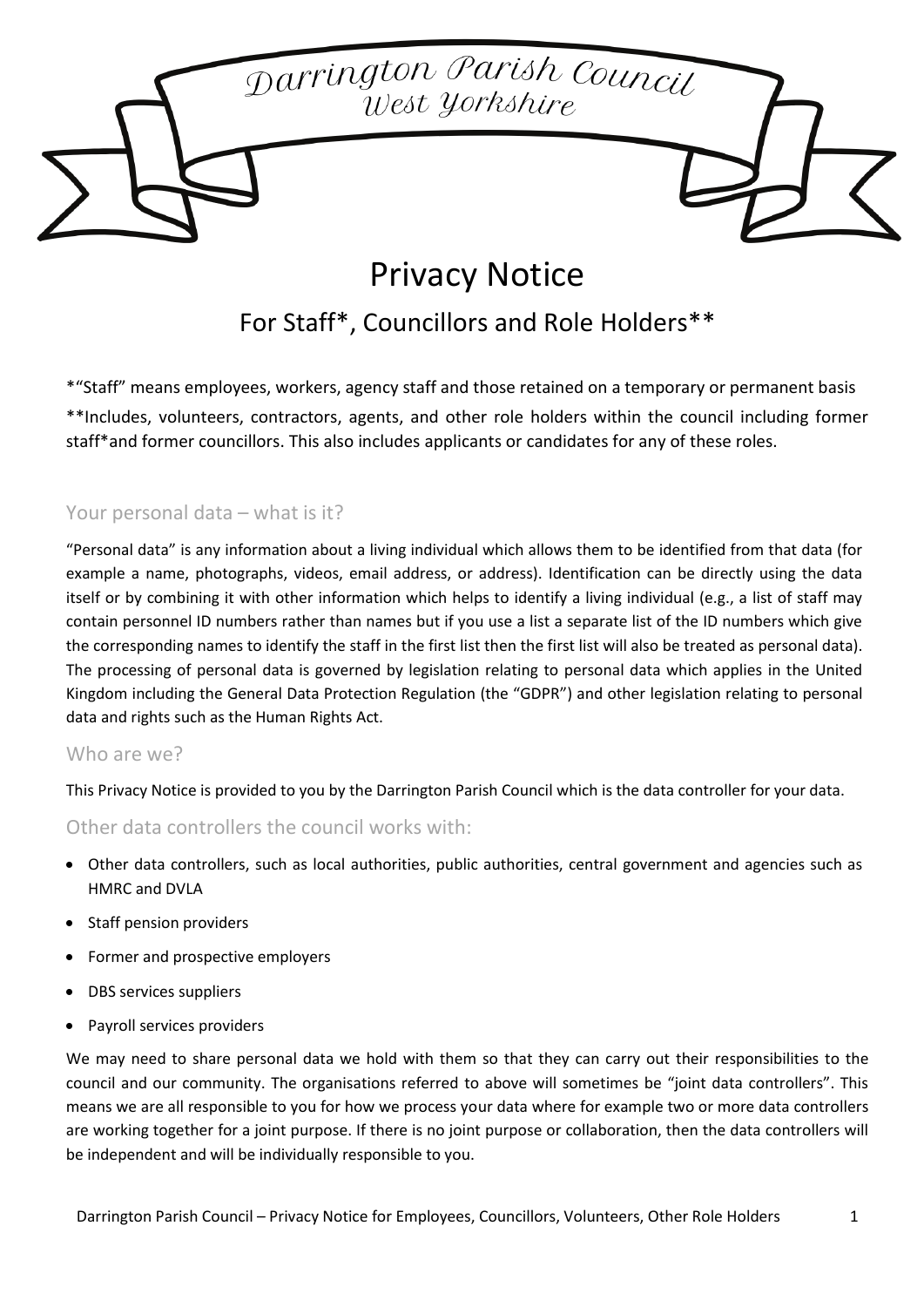Darrington Parish Council
West Yorkshire

# Privacy Notice

## For Staff*, Councillors and Role Holders**

*"Staff" means employees, workers, agency staff and those retained on a temporary or permanent basis

**Includes, volunteers, contractors, agents, and other role holders within the council including former staff*and former councillors. This also includes applicants or candidates for any of these roles.

### Your personal data – what is it?

"Personal data" is any information about a living individual which allows them to be identified from that data (for example a name, photographs, videos, email address, or address). Identification can be directly using the data itself or by combining it with other information which helps to identify a living individual (e.g., a list of staff may contain personnel ID numbers rather than names but if you use a list a separate list of the ID numbers which give the corresponding names to identify the staff in the first list then the first list will also be treated as personal data). The processing of personal data is governed by legislation relating to personal data which applies in the United Kingdom including the General Data Protection Regulation (the "GDPR") and other legislation relating to personal data and rights such as the Human Rights Act.

### Who are we?

This Privacy Notice is provided to you by the Darrington Parish Council which is the data controller for your data.

### Other data controllers the council works with:

- Other data controllers, such as local authorities, public authorities, central government and agencies such as HMRC and DVLA
- Staff pension providers
- Former and prospective employers
- DBS services suppliers
- Payroll services providers

We may need to share personal data we hold with them so that they can carry out their responsibilities to the council and our community. The organisations referred to above will sometimes be "joint data controllers". This means we are all responsible to you for how we process your data where for example two or more data controllers are working together for a joint purpose. If there is no joint purpose or collaboration, then the data controllers will be independent and will be individually responsible to you.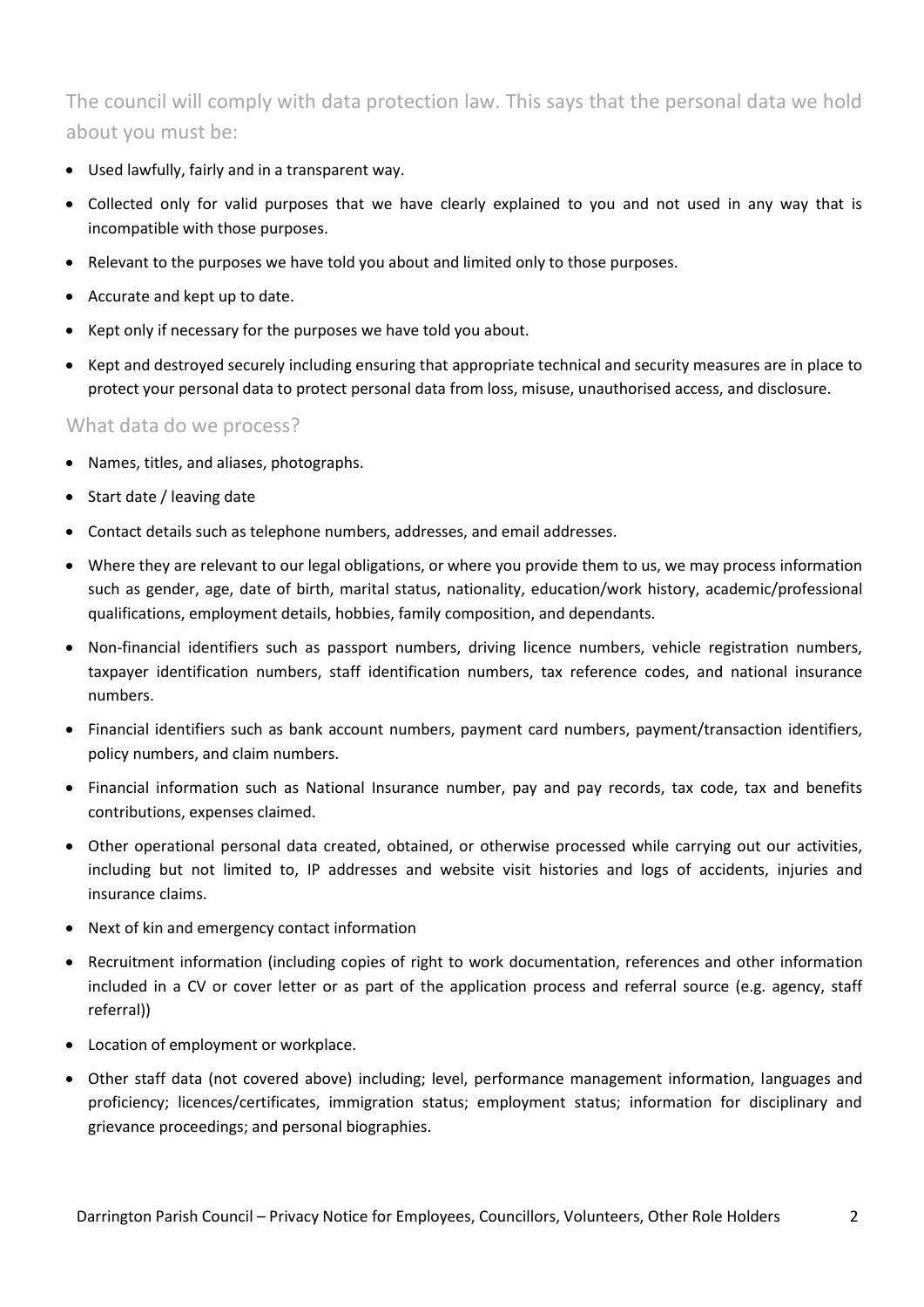## The council will comply with data protection law. This says that the personal data we hold about you must be:

- Used lawfully, fairly and in a transparent way.
- Collected only for valid purposes that we have clearly explained to you and not used in any way that is incompatible with those purposes.
- Relevant to the purposes we have told you about and limited only to those purposes.
- Accurate and kept up to date.
- Kept only if necessary for the purposes we have told you about.
- Kept and destroyed securely including ensuring that appropriate technical and security measures are in place to protect your personal data to protect personal data from loss, misuse, unauthorised access, and disclosure.

### What data do we process?

- Names, titles, and aliases, photographs.
- Start date / leaving date
- Contact details such as telephone numbers, addresses, and email addresses.
- Where they are relevant to our legal obligations, or where you provide them to us, we may process information such as gender, age, date of birth, marital status, nationality, education/work history, academic/professional qualifications, employment details, hobbies, family composition, and dependants.
- Non-financial identifiers such as passport numbers, driving licence numbers, vehicle registration numbers, taxpayer identification numbers, staff identification numbers, tax reference codes, and national insurance numbers.
- Financial identifiers such as bank account numbers, payment card numbers, payment/transaction identifiers, policy numbers, and claim numbers.
- Financial information such as National Insurance number, pay and pay records, tax code, tax and benefits contributions, expenses claimed.
- Other operational personal data created, obtained, or otherwise processed while carrying out our activities, including but not limited to, IP addresses and website visit histories and logs of accidents, injuries and insurance claims.
- Next of kin and emergency contact information
- Recruitment information (including copies of right to work documentation, references and other information included in a CV or cover letter or as part of the application process and referral source (e.g. agency, staff referral))
- Location of employment or workplace.
- Other staff data (not covered above) including; level, performance management information, languages and proficiency; licences/certificates, immigration status; employment status; information for disciplinary and grievance proceedings; and personal biographies.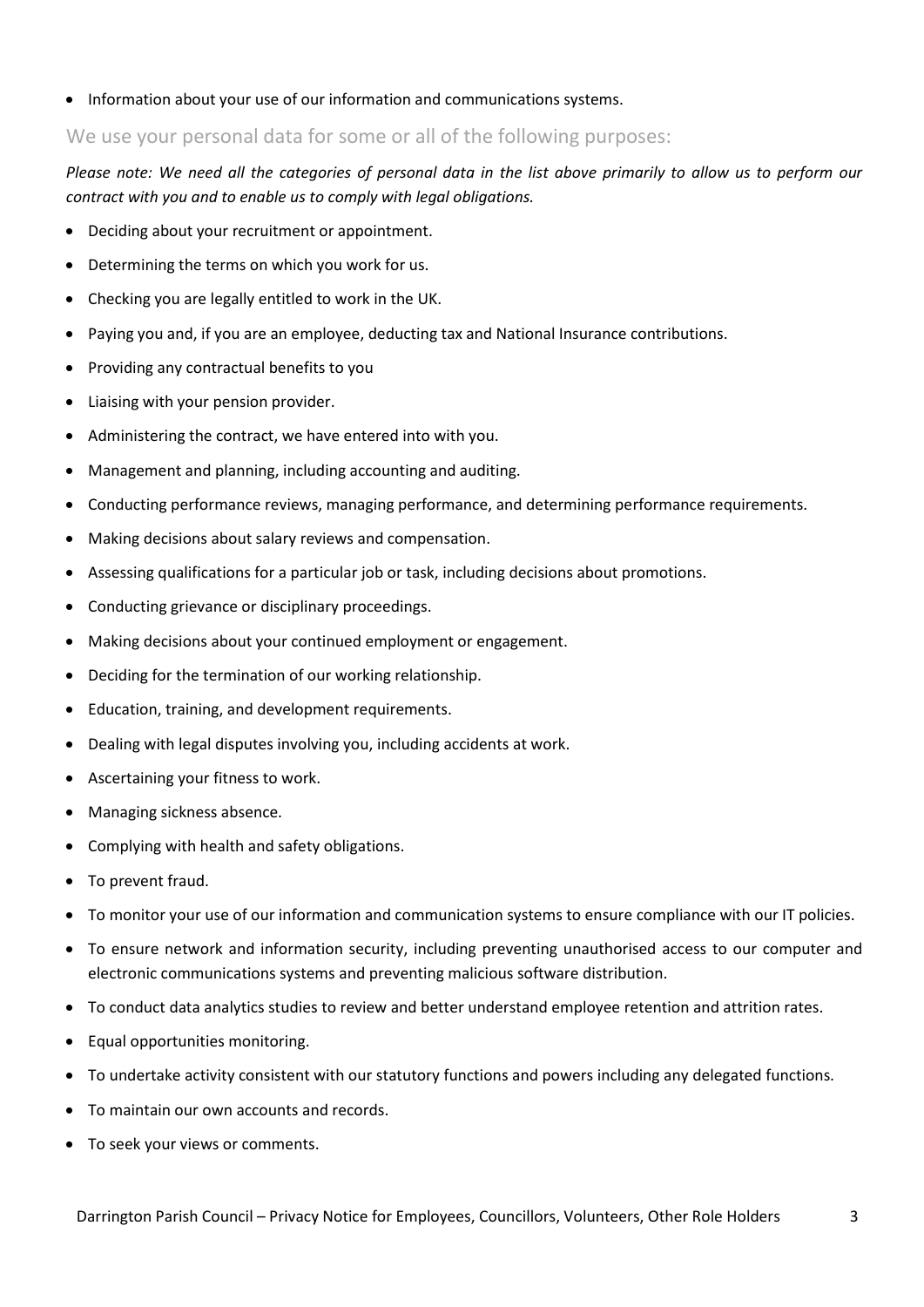- Information about your use of our information and communications systems.

## We use your personal data for some or all of the following purposes:

*Please note: We need all the categories of personal data in the list above primarily to allow us to perform our contract with you and to enable us to comply with legal obligations.*

- Deciding about your recruitment or appointment.
- Determining the terms on which you work for us.
- Checking you are legally entitled to work in the UK.
- Paying you and, if you are an employee, deducting tax and National Insurance contributions.
- Providing any contractual benefits to you
- Liaising with your pension provider.
- Administering the contract, we have entered into with you.
- Management and planning, including accounting and auditing.
- Conducting performance reviews, managing performance, and determining performance requirements.
- Making decisions about salary reviews and compensation.
- Assessing qualifications for a particular job or task, including decisions about promotions.
- Conducting grievance or disciplinary proceedings.
- Making decisions about your continued employment or engagement.
- Deciding for the termination of our working relationship.
- Education, training, and development requirements.
- Dealing with legal disputes involving you, including accidents at work.
- Ascertaining your fitness to work.
- Managing sickness absence.
- Complying with health and safety obligations.
- To prevent fraud.
- To monitor your use of our information and communication systems to ensure compliance with our IT policies.
- To ensure network and information security, including preventing unauthorised access to our computer and electronic communications systems and preventing malicious software distribution.
- To conduct data analytics studies to review and better understand employee retention and attrition rates.
- Equal opportunities monitoring.
- To undertake activity consistent with our statutory functions and powers including any delegated functions.
- To maintain our own accounts and records.
- To seek your views or comments.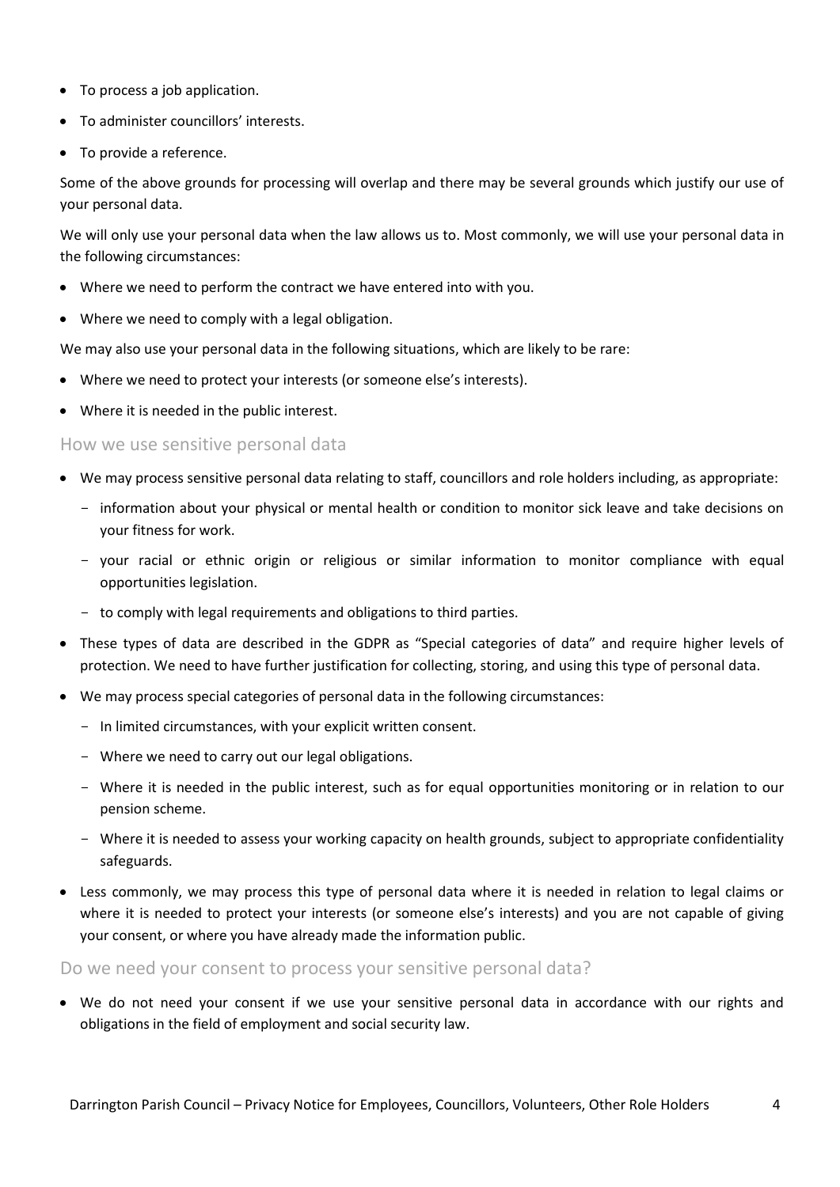- To process a job application.
- To administer councillors' interests.
- To provide a reference.

Some of the above grounds for processing will overlap and there may be several grounds which justify our use of your personal data.

We will only use your personal data when the law allows us to. Most commonly, we will use your personal data in the following circumstances:

- Where we need to perform the contract we have entered into with you.
- Where we need to comply with a legal obligation.

We may also use your personal data in the following situations, which are likely to be rare:

- Where we need to protect your interests (or someone else's interests).
- Where it is needed in the public interest.

## How we use sensitive personal data

- We may process sensitive personal data relating to staff, councillors and role holders including, as appropriate:
  - information about your physical or mental health or condition to monitor sick leave and take decisions on your fitness for work.
  - your racial or ethnic origin or religious or similar information to monitor compliance with equal opportunities legislation.
  - to comply with legal requirements and obligations to third parties.
- These types of data are described in the GDPR as "Special categories of data" and require higher levels of protection. We need to have further justification for collecting, storing, and using this type of personal data.
- We may process special categories of personal data in the following circumstances:
  - In limited circumstances, with your explicit written consent.
  - Where we need to carry out our legal obligations.
  - Where it is needed in the public interest, such as for equal opportunities monitoring or in relation to our pension scheme.
  - Where it is needed to assess your working capacity on health grounds, subject to appropriate confidentiality safeguards.
- Less commonly, we may process this type of personal data where it is needed in relation to legal claims or where it is needed to protect your interests (or someone else's interests) and you are not capable of giving your consent, or where you have already made the information public.

## Do we need your consent to process your sensitive personal data?

- We do not need your consent if we use your sensitive personal data in accordance with our rights and obligations in the field of employment and social security law.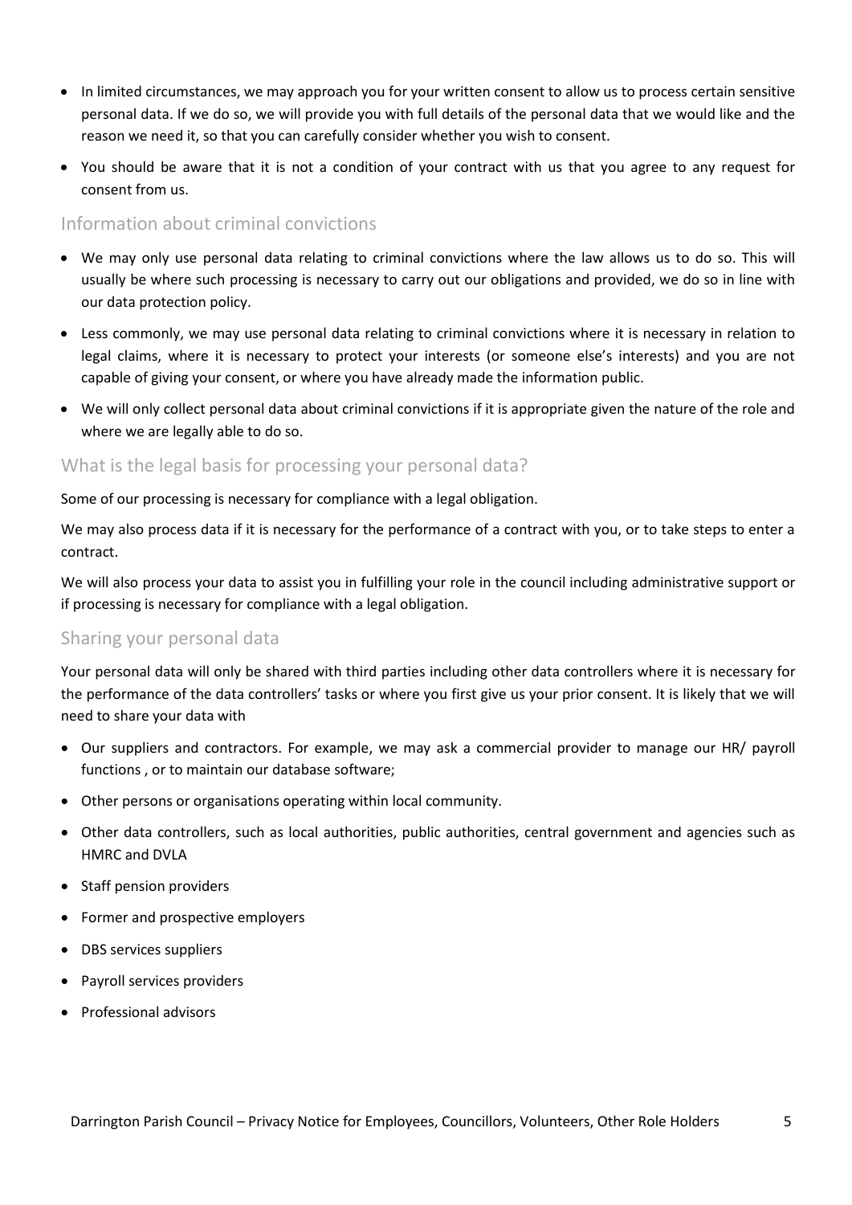- In limited circumstances, we may approach you for your written consent to allow us to process certain sensitive personal data. If we do so, we will provide you with full details of the personal data that we would like and the reason we need it, so that you can carefully consider whether you wish to consent.
- You should be aware that it is not a condition of your contract with us that you agree to any request for consent from us.

## Information about criminal convictions

- We may only use personal data relating to criminal convictions where the law allows us to do so. This will usually be where such processing is necessary to carry out our obligations and provided, we do so in line with our data protection policy.
- Less commonly, we may use personal data relating to criminal convictions where it is necessary in relation to legal claims, where it is necessary to protect your interests (or someone else's interests) and you are not capable of giving your consent, or where you have already made the information public.
- We will only collect personal data about criminal convictions if it is appropriate given the nature of the role and where we are legally able to do so.

## What is the legal basis for processing your personal data?

Some of our processing is necessary for compliance with a legal obligation.

We may also process data if it is necessary for the performance of a contract with you, or to take steps to enter a contract.

We will also process your data to assist you in fulfilling your role in the council including administrative support or if processing is necessary for compliance with a legal obligation.

## Sharing your personal data

Your personal data will only be shared with third parties including other data controllers where it is necessary for the performance of the data controllers' tasks or where you first give us your prior consent. It is likely that we will need to share your data with

- Our suppliers and contractors. For example, we may ask a commercial provider to manage our HR/ payroll functions , or to maintain our database software;
- Other persons or organisations operating within local community.
- Other data controllers, such as local authorities, public authorities, central government and agencies such as HMRC and DVLA
- Staff pension providers
- Former and prospective employers
- DBS services suppliers
- Payroll services providers
- Professional advisors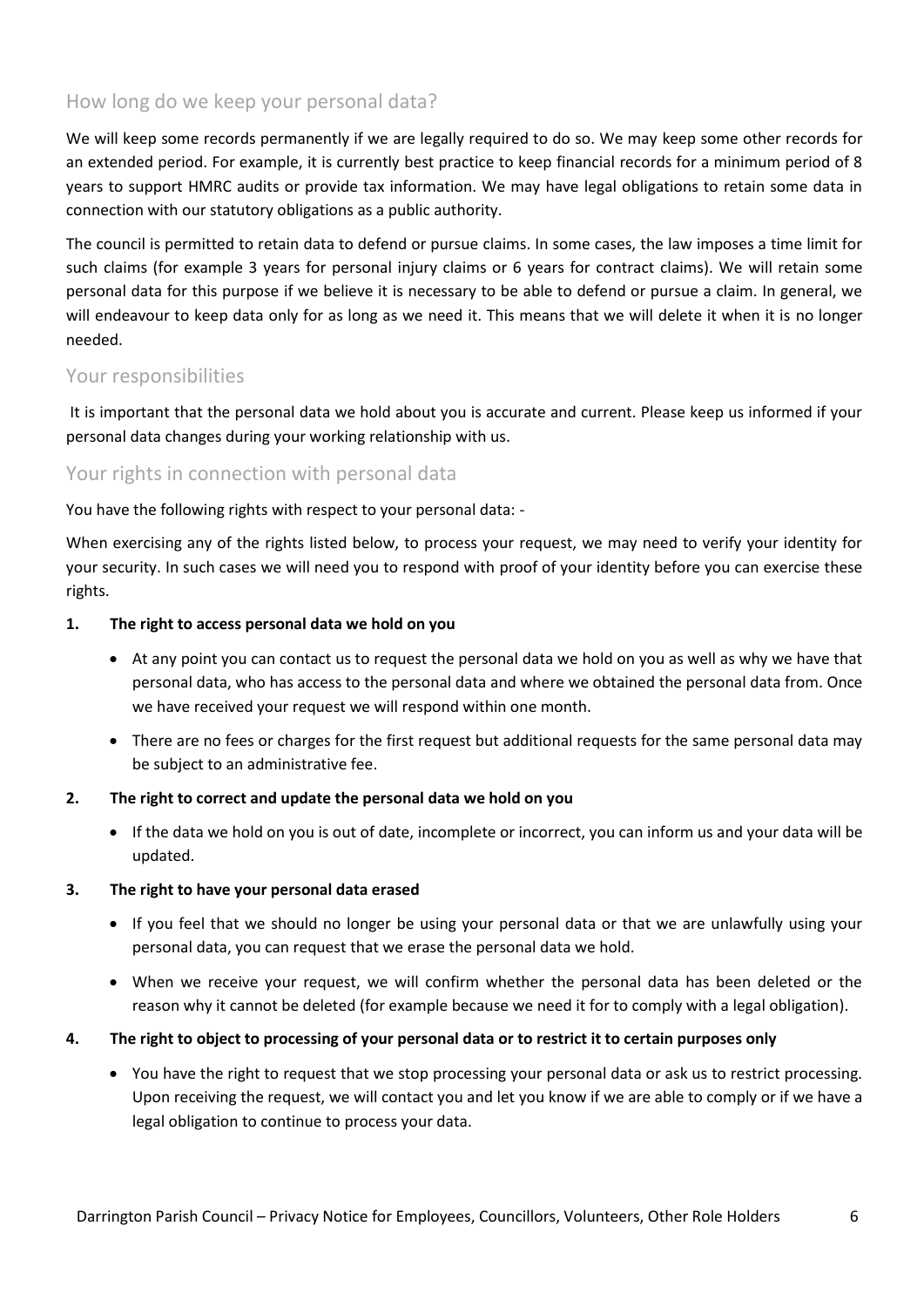## How long do we keep your personal data?

We will keep some records permanently if we are legally required to do so. We may keep some other records for an extended period. For example, it is currently best practice to keep financial records for a minimum period of 8 years to support HMRC audits or provide tax information. We may have legal obligations to retain some data in connection with our statutory obligations as a public authority.

The council is permitted to retain data to defend or pursue claims. In some cases, the law imposes a time limit for such claims (for example 3 years for personal injury claims or 6 years for contract claims). We will retain some personal data for this purpose if we believe it is necessary to be able to defend or pursue a claim. In general, we will endeavour to keep data only for as long as we need it. This means that we will delete it when it is no longer needed.

## Your responsibilities

It is important that the personal data we hold about you is accurate and current. Please keep us informed if your personal data changes during your working relationship with us.

## Your rights in connection with personal data

You have the following rights with respect to your personal data: -

When exercising any of the rights listed below, to process your request, we may need to verify your identity for your security. In such cases we will need you to respond with proof of your identity before you can exercise these rights.

**1. The right to access personal data we hold on you**

- At any point you can contact us to request the personal data we hold on you as well as why we have that personal data, who has access to the personal data and where we obtained the personal data from. Once we have received your request we will respond within one month.
- There are no fees or charges for the first request but additional requests for the same personal data may be subject to an administrative fee.

**2. The right to correct and update the personal data we hold on you**

- If the data we hold on you is out of date, incomplete or incorrect, you can inform us and your data will be updated.

**3. The right to have your personal data erased**

- If you feel that we should no longer be using your personal data or that we are unlawfully using your personal data, you can request that we erase the personal data we hold.
- When we receive your request, we will confirm whether the personal data has been deleted or the reason why it cannot be deleted (for example because we need it for to comply with a legal obligation).

**4. The right to object to processing of your personal data or to restrict it to certain purposes only**

- You have the right to request that we stop processing your personal data or ask us to restrict processing. Upon receiving the request, we will contact you and let you know if we are able to comply or if we have a legal obligation to continue to process your data.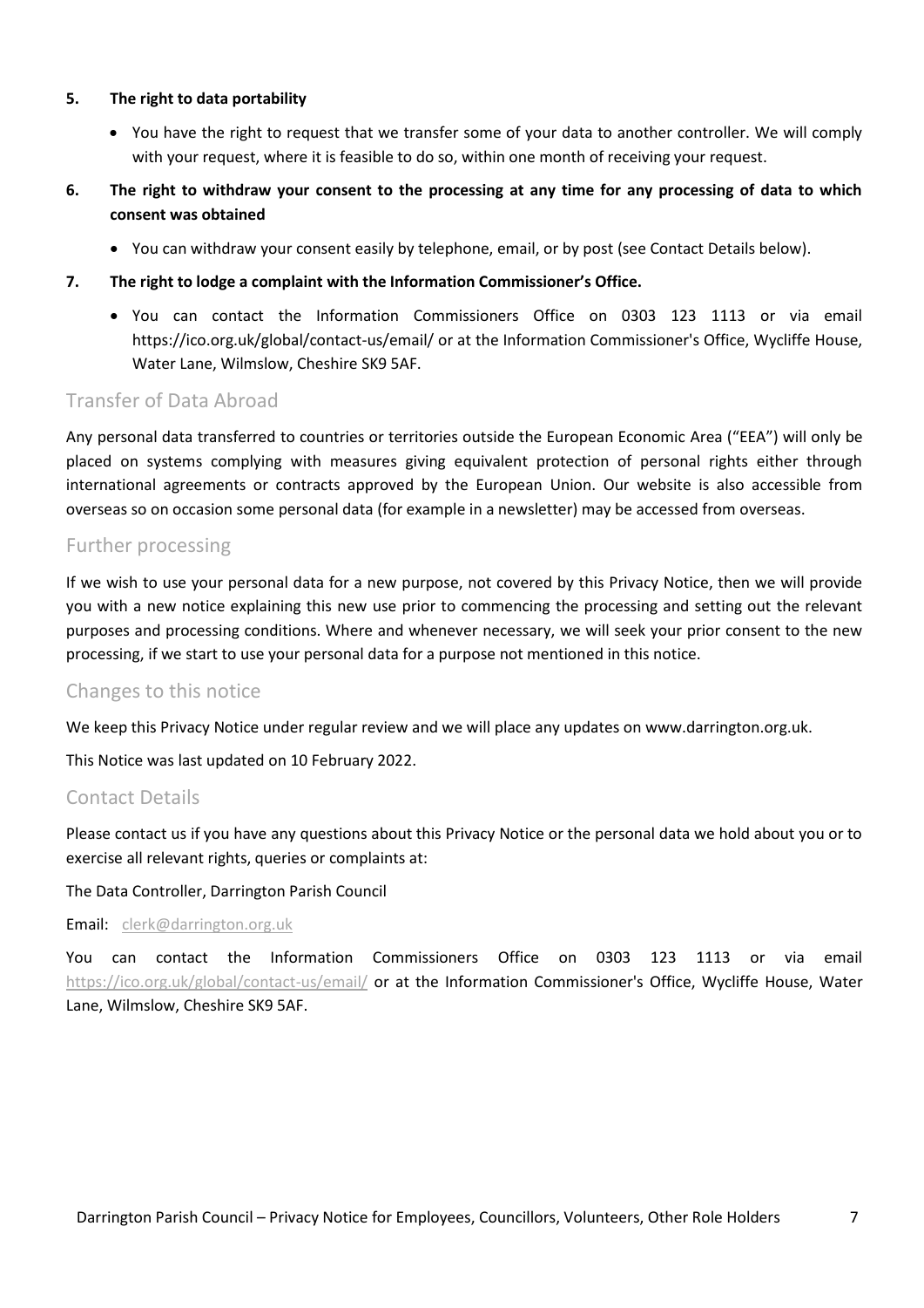**5. The right to data portability**

- You have the right to request that we transfer some of your data to another controller. We will comply with your request, where it is feasible to do so, within one month of receiving your request.

**6. The right to withdraw your consent to the processing at any time for any processing of data to which consent was obtained**

- You can withdraw your consent easily by telephone, email, or by post (see Contact Details below).

**7. The right to lodge a complaint with the Information Commissioner's Office.**

- You can contact the Information Commissioners Office on 0303 123 1113 or via email https://ico.org.uk/global/contact-us/email/ or at the Information Commissioner's Office, Wycliffe House, Water Lane, Wilmslow, Cheshire SK9 5AF.

## Transfer of Data Abroad

Any personal data transferred to countries or territories outside the European Economic Area ("EEA") will only be placed on systems complying with measures giving equivalent protection of personal rights either through international agreements or contracts approved by the European Union. Our website is also accessible from overseas so on occasion some personal data (for example in a newsletter) may be accessed from overseas.

## Further processing

If we wish to use your personal data for a new purpose, not covered by this Privacy Notice, then we will provide you with a new notice explaining this new use prior to commencing the processing and setting out the relevant purposes and processing conditions. Where and whenever necessary, we will seek your prior consent to the new processing, if we start to use your personal data for a purpose not mentioned in this notice.

## Changes to this notice

We keep this Privacy Notice under regular review and we will place any updates on www.darrington.org.uk.

This Notice was last updated on 10 February 2022.

## Contact Details

Please contact us if you have any questions about this Privacy Notice or the personal data we hold about you or to exercise all relevant rights, queries or complaints at:

The Data Controller, Darrington Parish Council

Email: clerk@darrington.org.uk

You can contact the Information Commissioners Office on 0303 123 1113 or via email https://ico.org.uk/global/contact-us/email/ or at the Information Commissioner's Office, Wycliffe House, Water Lane, Wilmslow, Cheshire SK9 5AF.